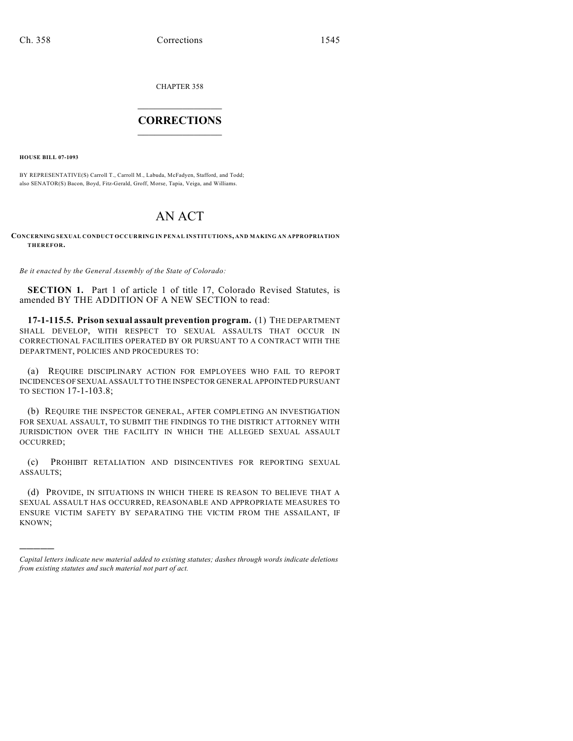CHAPTER 358

# CORRECTIONS

**HOUSE BILL 07-1093**

BY REPRESENTATIVE(S) Carroll T., Carroll M., Labuda, McFadyen, Stafford, and Todd;
also SENATOR(S) Bacon, Boyd, Fitz-Gerald, Groff, Morse, Tapia, Veiga, and Williams.

# AN ACT

**CONCERNING SEXUAL CONDUCT OCCURRING IN PENAL INSTITUTIONS, AND MAKING AN APPROPRIATION THEREFOR.**

*Be it enacted by the General Assembly of the State of Colorado:*

**SECTION 1.** Part 1 of article 1 of title 17, Colorado Revised Statutes, is amended BY THE ADDITION OF A NEW SECTION to read:

**17-1-115.5. Prison sexual assault prevention program.** (1) THE DEPARTMENT SHALL DEVELOP, WITH RESPECT TO SEXUAL ASSAULTS THAT OCCUR IN CORRECTIONAL FACILITIES OPERATED BY OR PURSUANT TO A CONTRACT WITH THE DEPARTMENT, POLICIES AND PROCEDURES TO:

(a) REQUIRE DISCIPLINARY ACTION FOR EMPLOYEES WHO FAIL TO REPORT INCIDENCES OF SEXUAL ASSAULT TO THE INSPECTOR GENERAL APPOINTED PURSUANT TO SECTION 17-1-103.8;

(b) REQUIRE THE INSPECTOR GENERAL, AFTER COMPLETING AN INVESTIGATION FOR SEXUAL ASSAULT, TO SUBMIT THE FINDINGS TO THE DISTRICT ATTORNEY WITH JURISDICTION OVER THE FACILITY IN WHICH THE ALLEGED SEXUAL ASSAULT OCCURRED;

(c) PROHIBIT RETALIATION AND DISINCENTIVES FOR REPORTING SEXUAL ASSAULTS;

(d) PROVIDE, IN SITUATIONS IN WHICH THERE IS REASON TO BELIEVE THAT A SEXUAL ASSAULT HAS OCCURRED, REASONABLE AND APPROPRIATE MEASURES TO ENSURE VICTIM SAFETY BY SEPARATING THE VICTIM FROM THE ASSAILANT, IF KNOWN;

---

*Capital letters indicate new material added to existing statutes; dashes through words indicate deletions from existing statutes and such material not part of act.*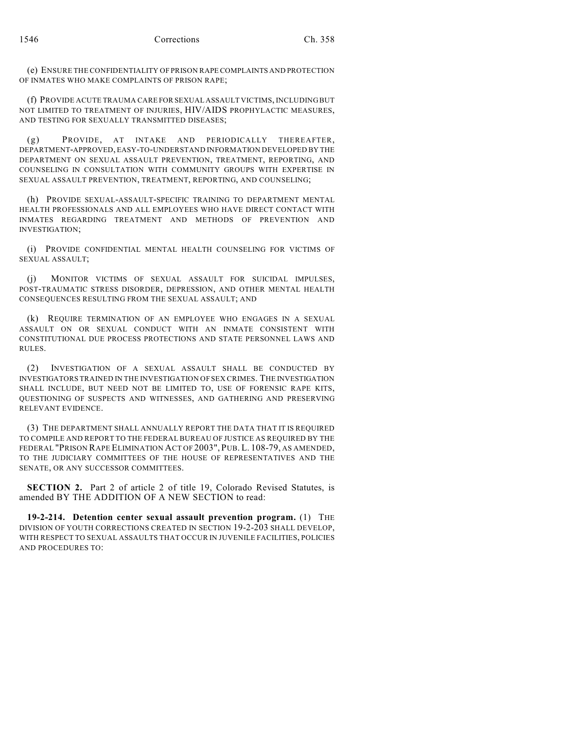(e) ENSURE THE CONFIDENTIALITY OF PRISON RAPE COMPLAINTS AND PROTECTION OF INMATES WHO MAKE COMPLAINTS OF PRISON RAPE;

(f) PROVIDE ACUTE TRAUMA CARE FOR SEXUAL ASSAULT VICTIMS, INCLUDING BUT NOT LIMITED TO TREATMENT OF INJURIES, HIV/AIDS PROPHYLACTIC MEASURES, AND TESTING FOR SEXUALLY TRANSMITTED DISEASES;

(g) PROVIDE, AT INTAKE AND PERIODICALLY THEREAFTER, DEPARTMENT-APPROVED, EASY-TO-UNDERSTAND INFORMATION DEVELOPED BY THE DEPARTMENT ON SEXUAL ASSAULT PREVENTION, TREATMENT, REPORTING, AND COUNSELING IN CONSULTATION WITH COMMUNITY GROUPS WITH EXPERTISE IN SEXUAL ASSAULT PREVENTION, TREATMENT, REPORTING, AND COUNSELING;

(h) PROVIDE SEXUAL-ASSAULT-SPECIFIC TRAINING TO DEPARTMENT MENTAL HEALTH PROFESSIONALS AND ALL EMPLOYEES WHO HAVE DIRECT CONTACT WITH INMATES REGARDING TREATMENT AND METHODS OF PREVENTION AND INVESTIGATION;

(i) PROVIDE CONFIDENTIAL MENTAL HEALTH COUNSELING FOR VICTIMS OF SEXUAL ASSAULT;

(j) MONITOR VICTIMS OF SEXUAL ASSAULT FOR SUICIDAL IMPULSES, POST-TRAUMATIC STRESS DISORDER, DEPRESSION, AND OTHER MENTAL HEALTH CONSEQUENCES RESULTING FROM THE SEXUAL ASSAULT; AND

(k) REQUIRE TERMINATION OF AN EMPLOYEE WHO ENGAGES IN A SEXUAL ASSAULT ON OR SEXUAL CONDUCT WITH AN INMATE CONSISTENT WITH CONSTITUTIONAL DUE PROCESS PROTECTIONS AND STATE PERSONNEL LAWS AND RULES.

(2) INVESTIGATION OF A SEXUAL ASSAULT SHALL BE CONDUCTED BY INVESTIGATORS TRAINED IN THE INVESTIGATION OF SEX CRIMES. THE INVESTIGATION SHALL INCLUDE, BUT NEED NOT BE LIMITED TO, USE OF FORENSIC RAPE KITS, QUESTIONING OF SUSPECTS AND WITNESSES, AND GATHERING AND PRESERVING RELEVANT EVIDENCE.

(3) THE DEPARTMENT SHALL ANNUALLY REPORT THE DATA THAT IT IS REQUIRED TO COMPILE AND REPORT TO THE FEDERAL BUREAU OF JUSTICE AS REQUIRED BY THE FEDERAL "PRISON RAPE ELIMINATION ACT OF 2003", PUB. L. 108-79, AS AMENDED, TO THE JUDICIARY COMMITTEES OF THE HOUSE OF REPRESENTATIVES AND THE SENATE, OR ANY SUCCESSOR COMMITTEES.

**SECTION 2.** Part 2 of article 2 of title 19, Colorado Revised Statutes, is amended BY THE ADDITION OF A NEW SECTION to read:

**19-2-214. Detention center sexual assault prevention program.** (1) THE DIVISION OF YOUTH CORRECTIONS CREATED IN SECTION 19-2-203 SHALL DEVELOP, WITH RESPECT TO SEXUAL ASSAULTS THAT OCCUR IN JUVENILE FACILITIES, POLICIES AND PROCEDURES TO: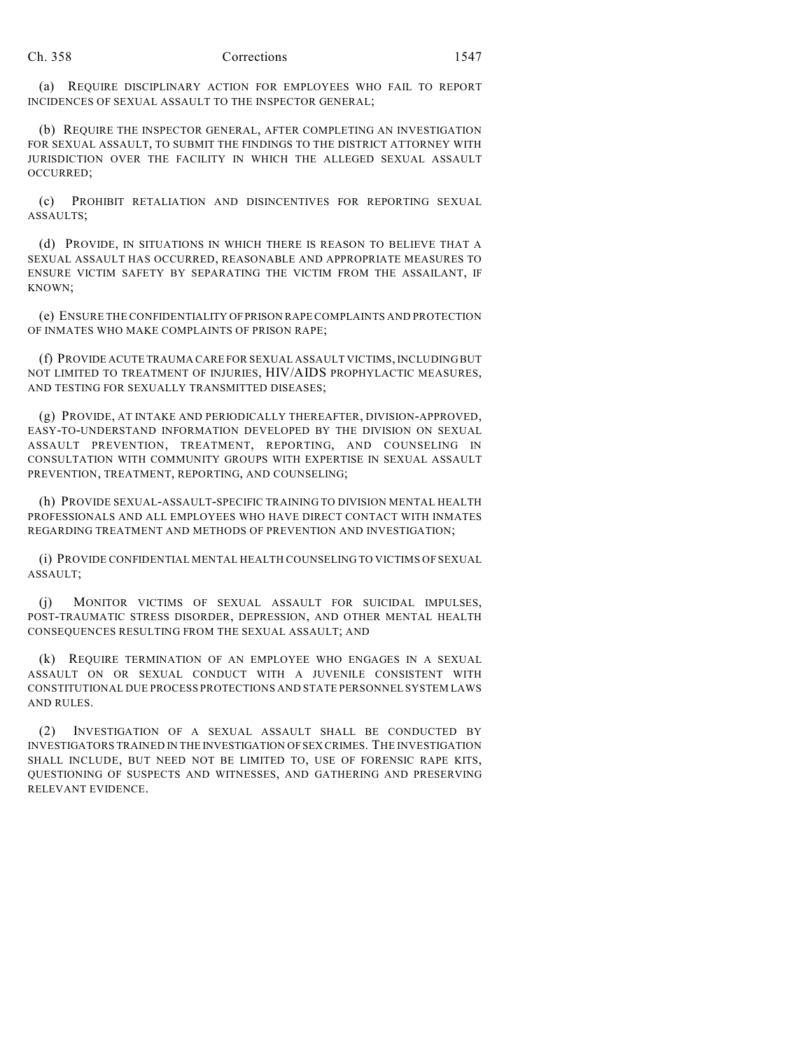(a) REQUIRE DISCIPLINARY ACTION FOR EMPLOYEES WHO FAIL TO REPORT INCIDENCES OF SEXUAL ASSAULT TO THE INSPECTOR GENERAL;

(b) REQUIRE THE INSPECTOR GENERAL, AFTER COMPLETING AN INVESTIGATION FOR SEXUAL ASSAULT, TO SUBMIT THE FINDINGS TO THE DISTRICT ATTORNEY WITH JURISDICTION OVER THE FACILITY IN WHICH THE ALLEGED SEXUAL ASSAULT OCCURRED;

(c) PROHIBIT RETALIATION AND DISINCENTIVES FOR REPORTING SEXUAL ASSAULTS;

(d) PROVIDE, IN SITUATIONS IN WHICH THERE IS REASON TO BELIEVE THAT A SEXUAL ASSAULT HAS OCCURRED, REASONABLE AND APPROPRIATE MEASURES TO ENSURE VICTIM SAFETY BY SEPARATING THE VICTIM FROM THE ASSAILANT, IF KNOWN;

(e) ENSURE THE CONFIDENTIALITY OF PRISON RAPE COMPLAINTS AND PROTECTION OF INMATES WHO MAKE COMPLAINTS OF PRISON RAPE;

(f) PROVIDE ACUTE TRAUMA CARE FOR SEXUAL ASSAULT VICTIMS, INCLUDING BUT NOT LIMITED TO TREATMENT OF INJURIES, HIV/AIDS PROPHYLACTIC MEASURES, AND TESTING FOR SEXUALLY TRANSMITTED DISEASES;

(g) PROVIDE, AT INTAKE AND PERIODICALLY THEREAFTER, DIVISION-APPROVED, EASY-TO-UNDERSTAND INFORMATION DEVELOPED BY THE DIVISION ON SEXUAL ASSAULT PREVENTION, TREATMENT, REPORTING, AND COUNSELING IN CONSULTATION WITH COMMUNITY GROUPS WITH EXPERTISE IN SEXUAL ASSAULT PREVENTION, TREATMENT, REPORTING, AND COUNSELING;

(h) PROVIDE SEXUAL-ASSAULT-SPECIFIC TRAINING TO DIVISION MENTAL HEALTH PROFESSIONALS AND ALL EMPLOYEES WHO HAVE DIRECT CONTACT WITH INMATES REGARDING TREATMENT AND METHODS OF PREVENTION AND INVESTIGATION;

(i) PROVIDE CONFIDENTIAL MENTAL HEALTH COUNSELING TO VICTIMS OF SEXUAL ASSAULT;

(j) MONITOR VICTIMS OF SEXUAL ASSAULT FOR SUICIDAL IMPULSES, POST-TRAUMATIC STRESS DISORDER, DEPRESSION, AND OTHER MENTAL HEALTH CONSEQUENCES RESULTING FROM THE SEXUAL ASSAULT; AND

(k) REQUIRE TERMINATION OF AN EMPLOYEE WHO ENGAGES IN A SEXUAL ASSAULT ON OR SEXUAL CONDUCT WITH A JUVENILE CONSISTENT WITH CONSTITUTIONAL DUE PROCESS PROTECTIONS AND STATE PERSONNEL SYSTEM LAWS AND RULES.

(2) INVESTIGATION OF A SEXUAL ASSAULT SHALL BE CONDUCTED BY INVESTIGATORS TRAINED IN THE INVESTIGATION OF SEX CRIMES. THE INVESTIGATION SHALL INCLUDE, BUT NEED NOT BE LIMITED TO, USE OF FORENSIC RAPE KITS, QUESTIONING OF SUSPECTS AND WITNESSES, AND GATHERING AND PRESERVING RELEVANT EVIDENCE.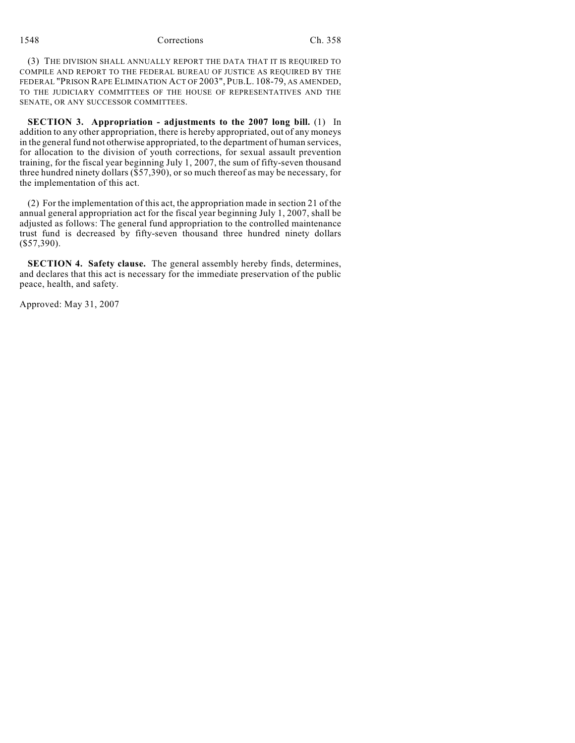(3) THE DIVISION SHALL ANNUALLY REPORT THE DATA THAT IT IS REQUIRED TO COMPILE AND REPORT TO THE FEDERAL BUREAU OF JUSTICE AS REQUIRED BY THE FEDERAL "PRISON RAPE ELIMINATION ACT OF 2003", PUB.L. 108-79, AS AMENDED, TO THE JUDICIARY COMMITTEES OF THE HOUSE OF REPRESENTATIVES AND THE SENATE, OR ANY SUCCESSOR COMMITTEES.

**SECTION 3. Appropriation - adjustments to the 2007 long bill.** (1) In addition to any other appropriation, there is hereby appropriated, out of any moneys in the general fund not otherwise appropriated, to the department of human services, for allocation to the division of youth corrections, for sexual assault prevention training, for the fiscal year beginning July 1, 2007, the sum of fifty-seven thousand three hundred ninety dollars ($57,390), or so much thereof as may be necessary, for the implementation of this act.

(2) For the implementation of this act, the appropriation made in section 21 of the annual general appropriation act for the fiscal year beginning July 1, 2007, shall be adjusted as follows: The general fund appropriation to the controlled maintenance trust fund is decreased by fifty-seven thousand three hundred ninety dollars ($57,390).

**SECTION 4. Safety clause.** The general assembly hereby finds, determines, and declares that this act is necessary for the immediate preservation of the public peace, health, and safety.

Approved: May 31, 2007